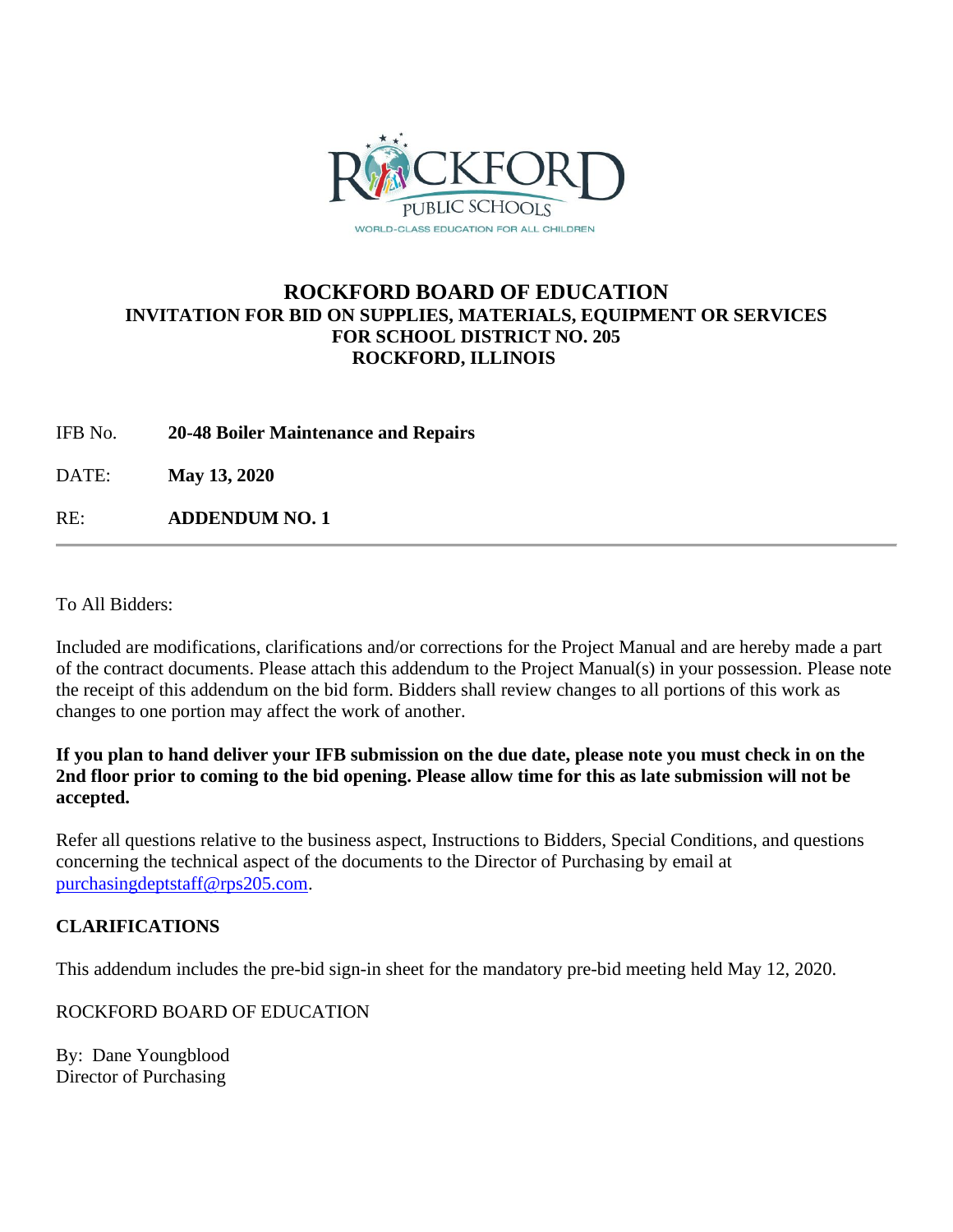ROCKFORD PUBLIC SCHOOLS
WORLD-CLASS EDUCATION FOR ALL CHILDREN

# ROCKFORD BOARD OF EDUCATION
## INVITATION FOR BID ON SUPPLIES, MATERIALS, EQUIPMENT OR SERVICES FOR SCHOOL DISTRICT NO. 205 ROCKFORD, ILLINOIS

IFB No. **20-48 Boiler Maintenance and Repairs**

DATE: **May 13, 2020**

RE: **ADDENDUM NO. 1**

---

To All Bidders:

Included are modifications, clarifications and/or corrections for the Project Manual and are hereby made a part of the contract documents. Please attach this addendum to the Project Manual(s) in your possession. Please note the receipt of this addendum on the bid form. Bidders shall review changes to all portions of this work as changes to one portion may affect the work of another.

**If you plan to hand deliver your IFB submission on the due date, please note you must check in on the 2nd floor prior to coming to the bid opening. Please allow time for this as late submission will not be accepted.**

Refer all questions relative to the business aspect, Instructions to Bidders, Special Conditions, and questions concerning the technical aspect of the documents to the Director of Purchasing by email at purchasingdeptstaff@rps205.com.

**CLARIFICATIONS**

This addendum includes the pre-bid sign-in sheet for the mandatory pre-bid meeting held May 12, 2020.

ROCKFORD BOARD OF EDUCATION

By: Dane Youngblood
Director of Purchasing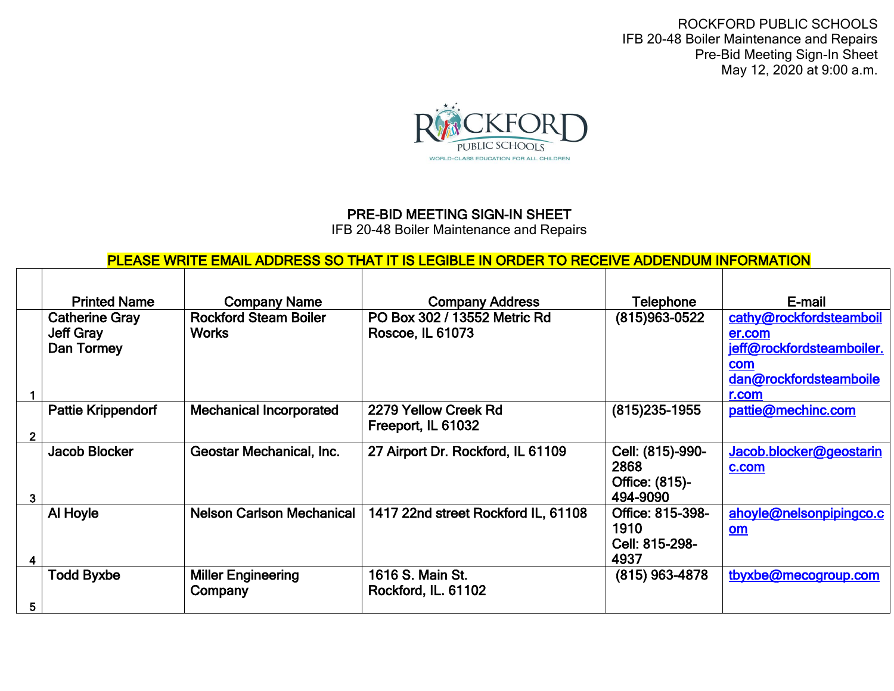ROCKFORD PUBLIC SCHOOLS
IFB 20-48 Boiler Maintenance and Repairs
Pre-Bid Meeting Sign-In Sheet
May 12, 2020 at 9:00 a.m.

ROCKFORD PUBLIC SCHOOLS
WORLD-CLASS EDUCATION FOR ALL CHILDREN

## PRE-BID MEETING SIGN-IN SHEET

IFB 20-48 Boiler Maintenance and Repairs

**PLEASE WRITE EMAIL ADDRESS SO THAT IT IS LEGIBLE IN ORDER TO RECEIVE ADDENDUM INFORMATION**

| | Printed Name | Company Name | Company Address | Telephone | E-mail |
|---|---|---|---|---|---|
| 1 | Catherine Gray<br>Jeff Gray<br>Dan Tormey | Rockford Steam Boiler Works | PO Box 302 / 13552 Metric Rd<br>Roscoe, IL 61073 | (815)963-0522 | cathy@rockfordsteamboiler.com<br>jeff@rockfordsteamboiler.com<br>dan@rockfordsteamboiler.com |
| 2 | Pattie Krippendorf | Mechanical Incorporated | 2279 Yellow Creek Rd<br>Freeport, IL 61032 | (815)235-1955 | pattie@mechinc.com |
| 3 | Jacob Blocker | Geostar Mechanical, Inc. | 27 Airport Dr. Rockford, IL 61109 | Cell: (815)-990-2868<br>Office: (815)-494-9090 | Jacob.blocker@geostarinc.com |
| 4 | Al Hoyle | Nelson Carlson Mechanical | 1417 22nd street Rockford IL, 61108 | Office: 815-398-1910<br>Cell: 815-298-4937 | ahoyle@nelsonpipingco.com |
| 5 | Todd Byxbe | Miller Engineering Company | 1616 S. Main St.<br>Rockford, IL. 61102 | (815) 963-4878 | tbyxbe@mecogroup.com |